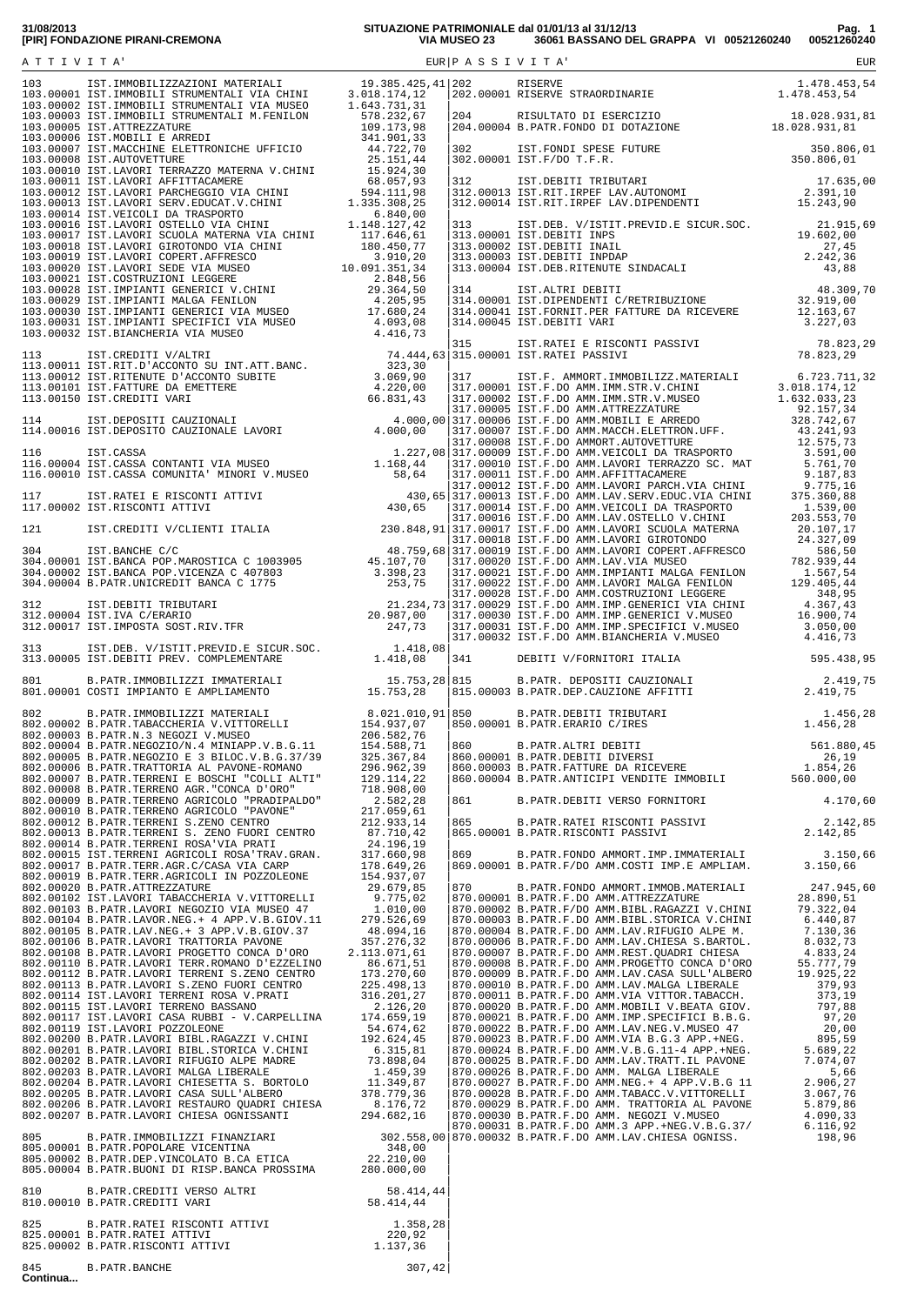31/08/2013 SITUAZIONE PATRIMONIALE dal 01/01/13 al 31/12/13

[PIR] FONDAZIONE PIRANI-CREMONA VIA MUSEO 23 36061 BASSANO DEL GRAPPA VI 00521260240 00521260240

| ATTIVITA' | | EUR | PASSIVITA' | | EUR |
|---|---|---|---|---|---|
| 103 | IST.IMMOBILIZZAZIONI MATERIALI | 19.385.425,41 | 202 | RISERVE | 1.478.453,54 |
| 103.00001 | IST.IMMOBILI STRUMENTALI VIA CHINI | 3.018.174,12 | 202.00001 | RISERVE STRAORDINARIE | 1.478.453,54 |
| 103.00002 | IST.IMMOBILI STRUMENTALI VIA MUSEO | 1.643.731,31 | | | |
| 103.00003 | IST.IMMOBILI STRUMENTALI M.FENILON | 578.232,67 | 204 | RISULTATO DI ESERCIZIO | 18.028.931,81 |
| 103.00005 | IST.ATTREZZATURE | 109.173,98 | 204.00004 | B.PATR.FONDO DI DOTAZIONE | 18.028.931,81 |
| 103.00006 | IST.MOBILI E ARREDI | 341.901,33 | | | |
| 103.00007 | IST.MACCHINE ELETTRONICHE UFFICIO | 44.722,70 | 302 | IST.FONDI SPESE FUTURE | 350.806,01 |
| 103.00008 | IST.AUTOVETTURE | 25.151,44 | 302.00001 | IST.F/DO T.F.R. | 350.806,01 |
| 103.00010 | IST.LAVORI TERRAZZO MATERNA V.CHINI | 15.924,30 | | | |
| 103.00011 | IST.LAVORI AFFITTACAMERE | 68.057,93 | 312 | IST.DEBITI TRIBUTARI | 17.635,00 |
| 103.00012 | IST.LAVORI PARCHEGGIO VIA CHINI | 594.111,98 | 312.00013 | IST.RIT.IRPEF LAV.AUTONOMI | 2.391,10 |
| 103.00013 | IST.LAVORI SERV.EDUCAT.V.CHINI | 1.335.308,25 | 312.00014 | IST.RIT.IRPEF LAV.DIPENDENTI | 15.243,90 |
| 103.00014 | IST.VEICOLI DA TRASPORTO | 6.840,00 | | | |
| 103.00016 | IST.LAVORI OSTELLO VIA CHINI | 1.148.127,42 | 313 | IST.DEB. V/ISTIT.PREVID.E SICUR.SOC. | 21.915,69 |
| 103.00017 | IST.LAVORI SCUOLA MATERNA VIA CHINI | 117.646,61 | 313.00001 | IST.DEBITI INPS | 19.602,00 |
| 103.00018 | IST.LAVORI GIROTONDO VIA CHINI | 180.450,77 | 313.00002 | IST.DEBITI INAIL | 27,45 |
| 103.00019 | IST.LAVORI COPERT.AFFRESCO | 3.910,20 | 313.00003 | IST.DEBITI INPDAP | 2.242,36 |
| 103.00020 | IST.LAVORI SEDE VIA MUSEO | 10.091.351,34 | 313.00004 | IST.DEB.RITENUTE SINDACALI | 43,88 |
| 103.00021 | IST.COSTRUZIONI LEGGERE | 2.848,56 | | | |
| 103.00028 | IST.IMPIANTI GENERICI V.CHINI | 29.364,50 | 314 | IST.ALTRI DEBITI | 48.309,70 |
| 103.00029 | IST.IMPIANTI MALGA FENILON | 4.205,95 | 314.00001 | IST.DIPENDENTI C/RETRIBUZIONE | 32.919,00 |
| 103.00030 | IST.IMPIANTI GENERICI VIA MUSEO | 17.680,24 | 314.00041 | IST.FORNIT.PER FATTURE DA RICEVERE | 12.163,67 |
| 103.00031 | IST.IMPIANTI SPECIFICI VIA MUSEO | 4.093,08 | 314.00045 | IST.DEBITI VARI | 3.227,03 |
| 103.00032 | IST.BIANCHERIA VIA MUSEO | 4.416,73 | | | |
| | | | 315 | IST.RATEI E RISCONTI PASSIVI | 78.823,29 |
| 113 | IST.CREDITI V/ALTRI | 74.444,63 | 315.00001 | IST.RATEI PASSIVI | 78.823,29 |
| 113.00011 | IST.RIT.D'ACCONTO SU INT.ATT.BANC. | 323,30 | | | |
| 113.00012 | IST.RITENUTE D'ACCONTO SUBITE | 3.069,90 | 317 | IST.F. AMMORT.IMMOBILIZZ.MATERIALI | 6.723.711,32 |
| 113.00101 | IST.FATTURE DA EMETTERE | 4.220,00 | 317.00001 | IST.F.DO AMM.IMM.STR.V.CHINI | 3.018.174,12 |
| 113.00150 | IST.CREDITI VARI | 66.831,43 | 317.00002 | IST.F.DO AMM.IMM.STR.V.MUSEO | 1.632.033,23 |
| | | | 317.00005 | IST.F.DO AMM.ATTREZZATURE | 92.157,34 |
| 114 | IST.DEPOSITI CAUZIONALI | 4.000,00 | 317.00006 | IST.F.DO AMM.MOBILI E ARREDO | 328.742,67 |
| 114.00016 | IST.DEPOSITO CAUZIONALE LAVORI | 4.000,00 | 317.00007 | IST.F.DO AMM.MACCH.ELETTRON.UFF. | 43.241,93 |
| | | | 317.00008 | IST.F.DO AMMORT.AUTOVETTURE | 12.575,73 |
| 116 | IST.CASSA | 1.227,08 | 317.00009 | IST.F.DO AMM.VEICOLI DA TRASPORTO | 3.591,00 |
| 116.00004 | IST.CASSA CONTANTI VIA MUSEO | 1.168,44 | 317.00010 | IST.F.DO AMM.LAVORI TERRAZZO SC. MAT | 5.761,70 |
| 116.00010 | IST.CASSA COMUNITA' MINORI V.MUSEO | 58,64 | 317.00011 | IST.F.DO AMM.AFFITTACAMERE | 9.187,83 |
| | | | 317.00012 | IST.F.DO AMM.LAVORI PARCH.VIA CHINI | 9.775,16 |
| 117 | IST.RATEI E RISCONTI ATTIVI | 430,65 | 317.00013 | IST.F.DO AMM.LAV.SERV.EDUC.VIA CHINI | 375.360,88 |
| 117.00002 | IST.RISCONTI ATTIVI | 430,65 | 317.00014 | IST.F.DO AMM.VEICOLI DA TRASPORTO | 1.539,00 |
| | | | 317.00016 | IST.F.DO AMM.LAV.OSTELLO V.CHINI | 203.553,70 |
| 121 | IST.CREDITI V/CLIENTI ITALIA | 230.848,91 | 317.00017 | IST.F.DO AMM.LAVORI SCUOLA MATERNA | 20.107,17 |
| | | | 317.00018 | IST.F.DO AMM.LAVORI GIROTONDO | 24.327,09 |
| 304 | IST.BANCHE C/C | 48.759,68 | 317.00019 | IST.F.DO AMM.LAVORI COPERT.AFFRESCO | 586,50 |
| 304.00001 | IST.BANCA POP.MAROSTICA C 1003905 | 45.107,70 | 317.00020 | IST.F.DO AMM.LAV.VIA MUSEO | 782.939,44 |
| 304.00002 | IST.BANCA POP.VICENZA C 407803 | 3.398,23 | 317.00021 | IST.F.DO AMM.IMPIANTI MALGA FENILON | 1.567,54 |
| 304.00004 | B.PATR.UNICREDIT BANCA C 1775 | 253,75 | 317.00022 | IST.F.DO AMM.LAVORI MALGA FENILON | 129.405,44 |
| | | | 317.00028 | IST.F.DO AMM.COSTRUZIONI LEGGERE | 348,95 |
| 312 | IST.DEBITI TRIBUTARI | 21.234,73 | 317.00029 | IST.F.DO AMM.IMP.GENERICI VIA CHINI | 4.367,43 |
| 312.00004 | IST.IVA C/ERARIO | 20.987,00 | 317.00030 | IST.F.DO AMM.IMP.GENERICI V.MUSEO | 16.900,74 |
| 312.00017 | IST.IMPOSTA SOST.RIV.TFR | 247,73 | 317.00031 | IST.F.DO AMM.IMP.SPECIFICI V.MUSEO | 3.050,00 |
| | | | 317.00032 | IST.F.DO AMM.BIANCHERIA V.MUSEO | 4.416,73 |
| 313 | IST.DEB. V/ISTIT.PREVID.E SICUR.SOC. | 1.418,08 | | | |
| 313.00005 | IST.DEBITI PREV. COMPLEMENTARE | 1.418,08 | 341 | DEBITI V/FORNITORI ITALIA | 595.438,95 |
| | | | | | |
| 801 | B.PATR.IMMOBILIZZI IMMATERIALI | 15.753,28 | 815 | B.PATR. DEPOSITI CAUZIONALI | 2.419,75 |
| 801.00001 | COSTI IMPIANTO E AMPLIAMENTO | 15.753,28 | 815.00003 | B.PATR.DEP.CAUZIONE AFFITTI | 2.419,75 |
| | | | | | |
| 802 | B.PATR.IMMOBILIZZI MATERIALI | 8.021.010,91 | 850 | B.PATR.DEBITI TRIBUTARI | 1.456,28 |
| 802.00002 | B.PATR.TABACCHERIA V.VITTORELLI | 154.937,07 | 850.00001 | B.PATR.ERARIO C/IRES | 1.456,28 |
| 802.00003 | B.PATR.N.3 NEGOZI V.MUSEO | 206.582,76 | | | |
| 802.00004 | B.PATR.NEGOZIO/N.4 MINIAPP.V.B.G.11 | 154.588,71 | 860 | B.PATR.ALTRI DEBITI | 561.880,45 |
| 802.00005 | B.PATR.NEGOZIE E 3 BILOC.V.B.G.37/39 | 325.367,84 | 860.00001 | B.PATR.DEBITI DIVERSI | 26,19 |
| 802.00006 | B.PATR.TRATTORIA AL PAVONE-ROMANO | 296.962,39 | 860.00003 | B.PATR.FATTURE DA RICEVERE | 1.854,26 |
| 802.00007 | B.PATR.TERRENI E BOSCHI "COLLI ALTI" | 129.114,22 | 860.00004 | B.PATR.ANTICIPI VENDITE IMMOBILI | 560.000,00 |
| 802.00008 | B.PATR.TERRENO AGR."CONCA D'ORO" | 718.908,00 | | | |
| 802.00009 | B.PATR.TERRENO AGRICOLO "PRADIPALDO" | 2.582,28 | 861 | B.PATR.DEBITI VERSO FORNITORI | 4.170,60 |
| 802.00010 | B.PATR.TERRENO AGRICOLO "PAVONE" | 217.059,61 | | | |
| 802.00012 | B.PATR.TERRENI S.ZENO CENTRO | 212.933,14 | 865 | B.PATR.RATEI RISCONTI PASSIVI | 2.142,85 |
| 802.00013 | B.PATR.TERRENI S. ZENO FUORI CENTRO | 87.710,42 | 865.00001 | B.PATR.RISCONTI PASSIVI | 2.142,85 |
| 802.00014 | B.PATR.TERRENI ROSA'VIA PRATI | 24.196,19 | | | |
| 802.00015 | IST.TERRENI AGRICOLI ROSA'TRAV.GRAN. | 317.660,98 | 869 | B.PATR.FONDO AMMORT.IMP.IMMATERIALI | 3.150,66 |
| 802.00017 | B.PATR.TERR.AGR.C/CASA VIA CARP | 178.649,26 | 869.00001 | B.PATR.F/DO AMM.COSTI IMP.E AMPLIAM. | 3.150,66 |
| 802.00019 | B.PATR.TERR.AGRICOL IN POZZOLEONE | 154.937,07 | | | |
| 802.00020 | B.PATR.ATTREZZATURE | 29.679,85 | 870 | B.PATR.FONDO AMMORT.IMMOB.MATERIALI | 247.945,60 |
| 802.00102 | IST.LAVORI TABACCHERIA V.VITTORELLI | 9.775,02 | 870.00001 | B.PATR.F.DO AMM.ATTREZZATURE | 28.890,51 |
| 802.00103 | B.PATR.LAVORI NEGOZIO VIA MUSEO 47 | 1.010,00 | 870.00002 | B.PATR.F/DO AMM.BIBL.RAGAZZI V.CHINI | 79.322,04 |
| 802.00104 | B.PATR.LAVOR.NEG.+ 4 APP.V.B.GIOV.11 | 279.526,69 | 870.00003 | B.PATR.F.DO AMM.BIBL.STORICA V.CHINI | 6.440,87 |
| 802.00105 | B.PATR.LAV.NEG.+ 3 APP.V.B.GIOV.37 | 48.094,16 | 870.00004 | B.PATR.F.DO AMM.LAV.RIFUGIO ALPE M. | 7.130,36 |
| 802.00106 | B.PATR.LAVORI TRATTORIA PAVONE | 357.276,32 | 870.00006 | B.PATR.F.DO AMM.LAV.CHIESA S.BARTOL. | 8.032,73 |
| 802.00108 | B.PATR.LAVORI PROGETTO CONCA D'ORO | 2.113.071,61 | 870.00007 | B.PATR.F.DO AMM.REST.QUADRI CHIESA | 4.833,24 |
| 802.00110 | B.PATR.LAVORI TERR.ROMANO D'EZZELINO | 86.671,51 | 870.00008 | B.PATR.F.DO AMM.PROGETTO CONCA D'ORO | 55.777,79 |
| 802.00112 | B.PATR.LAVORI TERRENI S.ZENO CENTRO | 173.270,60 | 870.00009 | B.PATR.F.DO AMM.LAV.CASA SULL'ALBERO | 19.925,22 |
| 802.00113 | B.PATR.LAVORI S.ZENO FUORI CENTRO | 225.498,13 | 870.00010 | B.PATR.F.DO AMM.LAV.MALGA LIBERALE | 379,93 |
| 802.00114 | IST.LAVORI TERRENI ROSA V.PRATI | 316.201,27 | 870.00011 | B.PATR.F.DO AMM.VIA VITTOR.TABACCH. | 373,19 |
| 802.00115 | IST.LAVORI TERRENO BASSANO | 2.126,20 | 870.00020 | B.PATR.F.DO AMM.MOBILI V.BEATA GIOV. | 797,88 |
| 802.00117 | IST.LAVORI CASA RUBBI - V.CARPELLINA | 174.659,19 | 870.00021 | B.PATR.F.DO AMM.IMP.SPECIFICI B.B.G. | 97,20 |
| 802.00119 | IST.LAVORI POZZOLEONE | 54.674,62 | 870.00022 | B.PATR.F.DO AMM.LAV.NEG.V.MUSEO 47 | 20,00 |
| 802.00200 | B.PATR.LAVORI BIBL.RAGAZZI V.CHINI | 192.624,45 | 870.00023 | B.PATR.F.DO AMM.VIA B.G.3 APP.+NEG. | 895,59 |
| 802.00201 | B.PATR.LAVORI BIBL.STORICA V.CHINI | 6.315,81 | 870.00024 | B.PATR.F.DO AMM.V.B.G.11-4 APP.+NEG. | 5.689,22 |
| 802.00202 | B.PATR.LAVORI RIFUGIO ALPE MADRE | 73.898,04 | 870.00025 | B.PATR.F.DO AMM.LAV.TRATT.IL PAVONE | 7.074,07 |
| 802.00203 | B.PATR.LAVORI MALGA LIBERALE | 1.459,39 | 870.00026 | B.PATR.F.DO AMM. MALGA LIBERALE | 5,66 |
| 802.00204 | B.PATR.LAVORI CHIESETTA S. BORTOLO | 11.349,87 | 870.00027 | B.PATR.F.DO AMM.NEG.+ 4 APP.V.B.G 11 | 2.906,27 |
| 802.00205 | B.PATR.LAVORI CASA SULL'ALBERO | 378.779,36 | 870.00028 | B.PATR.F.DO AMM.TABACC.V.VITTORELLI | 3.067,76 |
| 802.00206 | B.PATR.LAVORI RESTAURO QUADRI CHIESA | 8.176,72 | 870.00029 | B.PATR.F.DO AMM. TRATTORIA AL PAVONE | 5.879,86 |
| 802.00207 | B.PATR.LAVORI CHIESA OGNISSANTI | 294.682,16 | 870.00030 | B.PATR.F.DO AMM. NEGOZI V.MUSEO | 4.090,33 |
| | | | 870.00031 | B.PATR.F.DO AMM.3 APP.+NEG.V.B.G.37/ | 6.116,92 |
| 805 | B.PATR.IMMOBILIZZI FINANZIARI | 302.558,00 | 870.00032 | B.PATR.F.DO AMM.LAV.CHIESA OGNISS. | 198,96 |
| 805.00001 | B.PATR.POPOLARE VICENTINA | 348,00 | | | |
| 805.00002 | B.PATR.DEP.VINCOLATO B.CA ETICA | 22.210,00 | | | |
| 805.00004 | B.PATR.BUONI DI RISP.BANCA PROSSIMA | 280.000,00 | | | |
| | | | | | |
| 810 | B.PATR.CREDITI VERSO ALTRI | 58.414,44 | | | |
| 810.00010 | B.PATR.CREDITI VARI | 58.414,44 | | | |
| | | | | | |
| 825 | B.PATR.RATEI RISCONTI ATTIVI | 1.358,28 | | | |
| 825.00001 | B.PATR.RATEI ATTIVI | 220,92 | | | |
| 825.00002 | B.PATR.RISCONTI ATTIVI | 1.137,36 | | | |
| | | | | | |
| 845 | B.PATR.BANCHE | 307,42 | | | |

**Continua...**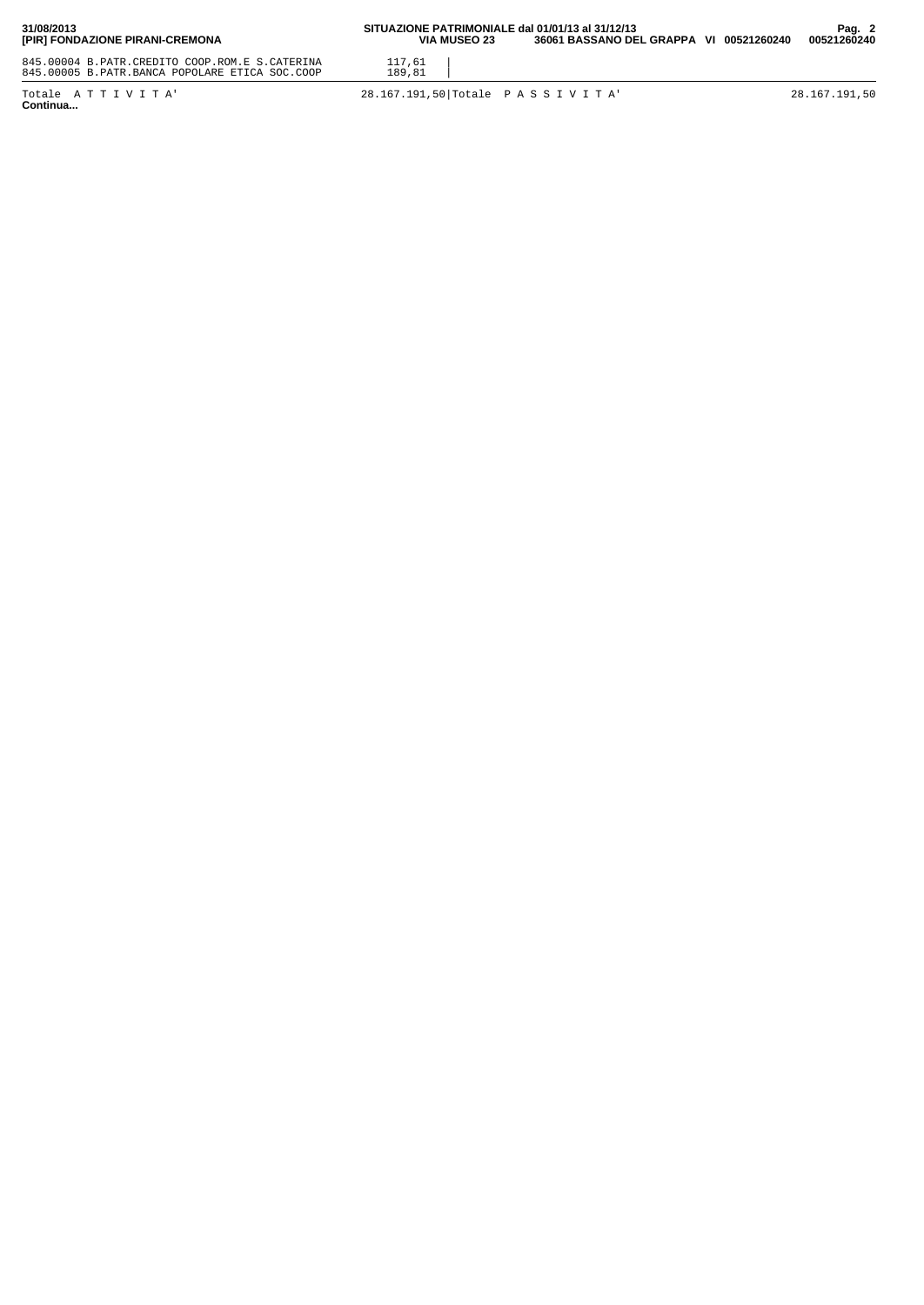| ATTIVITA' | | PASSIVITA' | |
|---|---|---|---|
| 845.00004 B.PATR.CREDITO COOP.ROM.E S.CATERINA | 117,61 | | |
| 845.00005 B.PATR.BANCA POPOLARE ETICA SOC.COOP | 189,81 | | |
| Totale A T T I V I T A' | 28.167.191,50 | Totale P A S S I V I T A' | 28.167.191,50 |

**Continua...**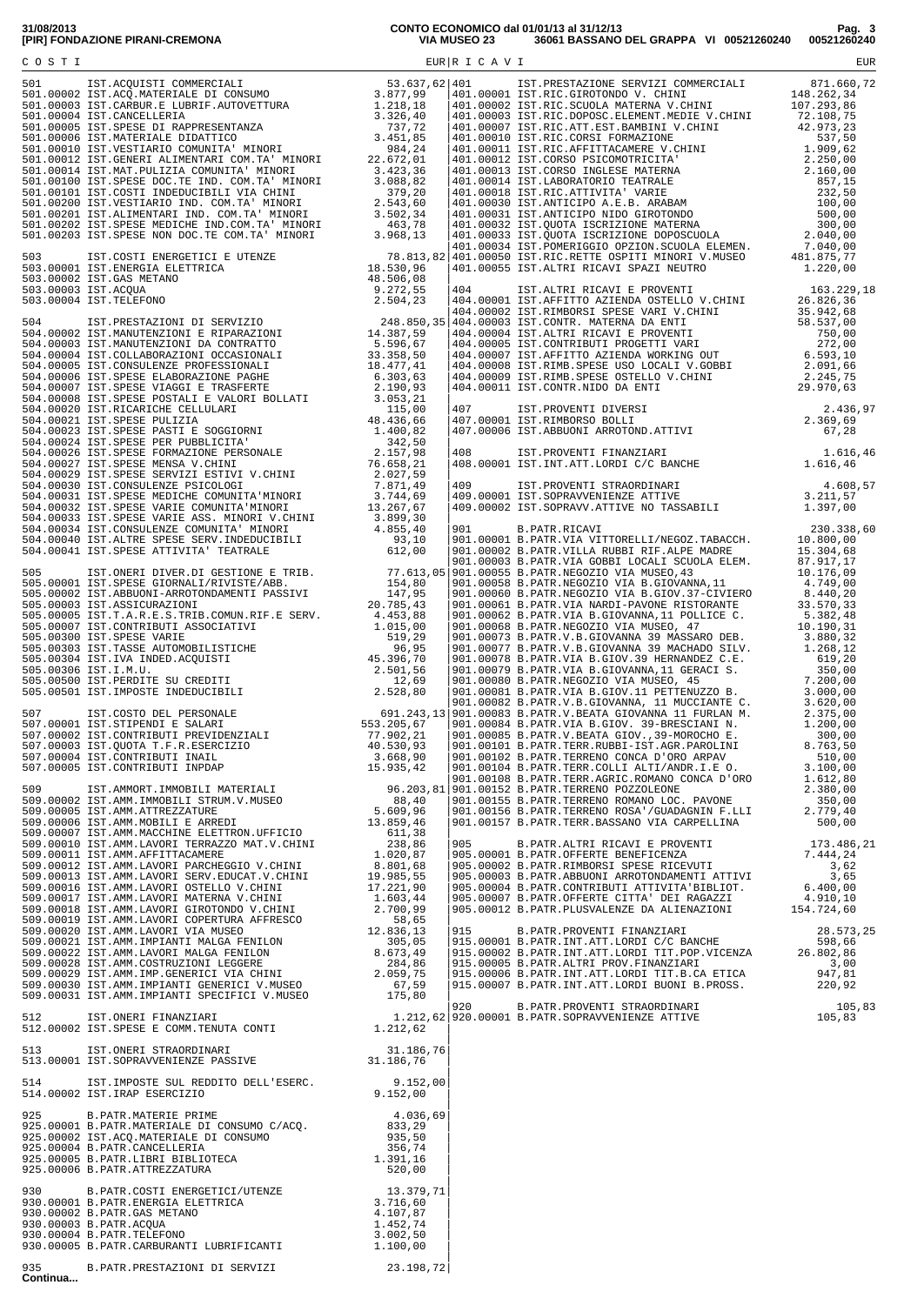**CONTO ECONOMICO dal 01/01/13 al 31/12/13**

**[PIR] FONDAZIONE PIRANI-CREMONA** — VIA MUSEO 23 36061 BASSANO DEL GRAPPA VI 00521260240

31/08/2013

| COSTI | | EUR | RICAVI | | EUR |
|---|---|---|---|---|---|
| 501 | IST.ACQUISTI COMMERCIALI | 53.637,62 | 401 | IST.PRESTAZIONE SERVIZI COMMERCIALI | 871.660,72 |
| 501.00002 | IST.ACQ.MATERIALE DI CONSUMO | 3.877,99 | 401.00001 | IST.RIC.GIROTONDO V. CHINI | 148.262,34 |
| 501.00003 | IST.CARBUR.E LUBRIF.AUTOVETTURA | 1.218,18 | 401.00002 | IST.RIC.SCUOLA MATERNA V.CHINI | 107.293,86 |
| 501.00004 | IST.CANCELLERIA | 3.326,40 | 401.00003 | IST.RIC.DOPOSC.ELEMENT.MEDIE V.CHINI | 72.108,75 |
| 501.00005 | IST.SPESE DI RAPPRESENTANZA | 737,72 | 401.00007 | IST.RIC.ATT.EST.BAMBINI V.CHINI | 42.973,23 |
| 501.00006 | IST.MATERIALE DIDATTICO | 3.451,85 | 401.00010 | IST.RIC.CORSI FORMAZIONE | 537,50 |
| 501.00010 | IST.VESTIARIO COMUNITA' MINORI | 984,24 | 401.00011 | IST.RIC.AFFITTACAMERE V.CHINI | 1.909,62 |
| 501.00012 | IST.GENERI ALIMENTARI COM.TA' MINORI | 22.672,01 | 401.00012 | IST.CORSO PSICOMOTRICITA' | 2.250,00 |
| 501.00014 | IST.MAT.PULIZIA COMUNITA' MINORI | 3.423,36 | 401.00013 | IST.CORSO INGLESE MATERNA | 2.160,00 |
| 501.00100 | IST.SPESE DOC.TE IND. COM.TA' MINORI | 3.088,82 | 401.00014 | IST.LABORATORIO TEATRALE | 857,15 |
| 501.00101 | IST.COSTI INDEDUCIBILI VIA CHINI | 379,20 | 401.00018 | IST.RIC.ATTIVITA' VARIE | 232,50 |
| 501.00200 | IST.VESTIARIO IND. COM.TA' MINORI | 2.543,60 | 401.00030 | IST.ANTICIPO A.E.B. ARABAM | 100,00 |
| 501.00201 | IST.ALIMENTARI IND. COM.TA' MINORI | 3.502,34 | 401.00031 | IST.ANTICIPO NIDO GIROTONDO | 500,00 |
| 501.00202 | IST.SPESE MEDICHE IND.COM.TA' MINORI | 463,78 | 401.00032 | IST.QUOTA ISCRIZIONE MATERNA | 300,00 |
| 501.00203 | IST.SPESE NON DOC.TE COM.TA' MINORI | 3.968,13 | 401.00033 | IST.QUOTA ISCRIZIONE DOPOSCUOLA | 2.040,00 |
| | | | 401.00034 | IST.POMERIGGIO OPZION.SCUOLA ELEMEN. | 7.040,00 |
| 503 | IST.COSTI ENERGETICI E UTENZE | 78.813,82 | 401.00050 | IST.RIC.RETTE OSPITI MINORI V.MUSEO | 481.875,77 |
| 503.00001 | IST.ENERGIA ELETTRICA | 18.530,96 | 401.00055 | IST.ALTRI RICAVI SPAZI NEUTRO | 1.220,00 |
| 503.00002 | IST.GAS METANO | 48.506,08 | | | |
| 503.00003 | IST.ACQUA | 9.272,55 | 404 | IST.ALTRI RICAVI E PROVENTI | 163.229,18 |
| 503.00004 | IST.TELEFONO | 2.504,23 | 404.00001 | IST.AFFITTO AZIENDA OSTELLO V.CHINI | 26.826,36 |
| | | | 404.00002 | IST.RIMBORSI SPESE VARI V.CHINI | 35.942,68 |
| 504 | IST.PRESTAZIONI DI SERVIZIO | 248.850,35 | 404.00003 | IST.CONTR. MATERNA DA ENTI | 58.537,00 |
| 504.00002 | IST.MANUTENZIONI E RIPARAZIONI | 14.387,59 | 404.00004 | IST.ALTRI RICAVI E PROVENTI | 750,00 |
| 504.00003 | IST.MANUTENZIONI DA CONTRATTO | 5.596,67 | 404.00005 | IST.CONTRIBUTI PROGETTI VARI | 272,00 |
| 504.00004 | IST.COLLABORAZIONI OCCASIONALI | 33.358,50 | 404.00007 | IST.AFFITTO AZIENDA WORKING OUT | 6.593,10 |
| 504.00005 | IST.CONSULENZE PROFESSIONALI | 18.477,41 | 404.00008 | IST.RIMB.SPESE USO LOCALI V.GOBBI | 2.091,66 |
| 504.00006 | IST.SPESE ELABORAZIONE PAGHE | 6.303,63 | 404.00009 | IST.RIMB.SPESE OSTELLO V.CHINI | 2.245,75 |
| 504.00007 | IST.SPESE VIAGGI E TRASFERTE | 2.190,93 | 404.00011 | IST.CONTR.NIDO DA ENTI | 29.970,63 |
| 504.00008 | IST.SPESE POSTALI E VALORI BOLLATI | 3.053,21 | | | |
| 504.00020 | IST.RICARICHE CELLULARI | 115,00 | 407 | IST.PROVENTI DIVERSI | 2.436,97 |
| 504.00021 | IST.SPESE PULIZIA | 48.436,66 | 407.00001 | IST.RIMBORSO BOLLI | 2.369,69 |
| 504.00023 | IST.SPESE PASTI E SOGGIORNI | 1.400,82 | 407.00006 | IST.ABBUONI ARROTOND.ATTIVI | 67,28 |
| 504.00024 | IST.SPESE PER PUBBLICITA' | 342,50 | | | |
| 504.00026 | IST.SPESE FORMAZIONE PERSONALE | 2.157,98 | 408 | IST.PROVENTI FINANZIARI | 1.616,46 |
| 504.00027 | IST.SPESE MENSA V.CHINI | 76.658,21 | 408.00001 | IST.INT.ATT.LORDI C/C BANCHE | 1.616,46 |
| 504.00029 | IST.SPESE SERVIZI ESTIVI V.CHINI | 2.027,59 | | | |
| 504.00030 | IST.CONSULENZE PSICOLOGI | 7.871,49 | 409 | IST.PROVENTI STRAORDINARI | 4.608,57 |
| 504.00031 | IST.SPESE MEDICHE COMUNITA'MINORI | 3.744,69 | 409.00001 | IST.SOPRAVVENIENZE ATTIVE | 3.211,57 |
| 504.00032 | IST.SPESE VARIE COMUNITA'MINORI | 13.267,67 | 409.00002 | IST.SOPRAVV.ATTIVE NO TASSABILI | 1.397,00 |
| 504.00033 | IST.SPESE VARIE ASS. MINORI V.CHINI | 3.899,30 | | | |
| 504.00034 | IST.CONSULENZE COMUNITA' MINORI | 4.855,40 | 901 | B.PATR.RICAVI | 230.338,60 |
| 504.00040 | IST.ALTRE SPESE SERV.INDEDUCIBILI | 93,10 | 901.00001 | B.PATR.VIA VITTORELLI/NEGOZ.TABACCH. | 10.800,00 |
| 504.00041 | IST.SPESE ATTIVITA' TEATRALE | 612,00 | 901.00002 | B.PATR.VILLA RUBBI RIF.ALPE MADRE | 15.304,68 |
| | | | 901.00003 | B.PATR.VIA GOBBI LOCALI SCUOLA ELEM. | 87.917,17 |
| 505 | IST.ONERI DIVER.DI GESTIONE E TRIB. | 77.613,05 | 901.00055 | B.PATR.NEGOZIO VIA MUSEO,43 | 10.176,09 |
| 505.00001 | IST.SPESE GIORNALI/RIVISTE/ABB. | 154,80 | 901.00058 | B.PATR.NEGOZIO VIA B.GIOVANNA,11 | 4.749,00 |
| 505.00002 | IST.ABBUONI-ARROTONDAMENTI PASSIVI | 147,95 | 901.00060 | B.PATR.NEGOZIO VIA B.GIOV.37-CIVIERO | 8.440,20 |
| 505.00003 | IST.ASSICURAZIONI | 20.785,43 | 901.00061 | B.PATR.VIA NARDI-PAVONE RISTORANTE | 33.570,33 |
| 505.00005 | IST.T.A.R.E.S.TRIB.COMUN.RIF.E SERV. | 4.453,88 | 901.00062 | B.PATR.VIA B.GIOVANNA,11 POLLICE C. | 5.382,48 |
| 505.00007 | IST.CONTRIBUTI ASSOCIATIVI | 1.015,00 | 901.00068 | B.PATR.NEGOZIO VIA MUSEO, 47 | 10.190,31 |
| 505.00300 | IST.SPESE VARIE | 519,29 | 901.00073 | B.PATR.V.B.GIOVANNA 39 MASSARO DEB. | 3.880,32 |
| 505.00303 | IST.TASSE AUTOMOBILISTICHE | 96,95 | 901.00077 | B.PATR.V.B.GIOVANNA 39 MACHADO SILV. | 1.268,12 |
| 505.00304 | IST.IVA INDED.ACQUISTI | 45.396,70 | 901.00078 | B.PATR.VIA B.GIOV.39 HERNANDEZ C.E. | 619,20 |
| 505.00306 | IST.I.M.U. | 2.501,56 | 901.00079 | B.PATR.VIA B.GIOVANNA,11 GERACI S. | 350,00 |
| 505.00500 | IST.PERDITE SU CREDITI | 12,69 | 901.00080 | B.PATR.NEGOZIO VIA MUSEO, 45 | 7.200,00 |
| 505.00501 | IST.IMPOSTE INDEDUCIBILI | 2.528,80 | 901.00081 | B.PATR.VIA B.GIOV.11 PETTENUZZO B. | 3.000,00 |
| | | | 901.00082 | B.PATR.V.B.GIOVANNA, 11 MUCCIANTE C. | 3.620,00 |
| 507 | IST.COSTO DEL PERSONALE | 691.243,13 | 901.00083 | B.PATR.V.BEATA GIOVANNA 11 FURLAN M. | 2.375,00 |
| 507.00001 | IST.STIPENDI E SALARI | 553.205,67 | 901.00084 | B.PATR.VIA B.GIOV. 39-BRESCIANI N. | 1.200,00 |
| 507.00002 | IST.CONTRIBUTI PREVIDENZIALI | 77.902,21 | 901.00085 | B.PATR.V.BEATA GIOV.,39-MOROCHO E. | 300,00 |
| 507.00003 | IST.QUOTA T.F.R.ESERCIZIO | 40.530,93 | 901.00101 | B.PATR.TERR.RUBBI-IST.AGR.PAROLINI | 8.763,50 |
| 507.00004 | IST.CONTRIBUTI INAIL | 3.668,90 | 901.00102 | B.PATR.TERRENO CONCA D'ORO ARPAV | 510,00 |
| 507.00005 | IST.CONTRIBUTI INPDAP | 15.935,42 | 901.00104 | B.PATR.TERR.COLLI ALTI/ANDR.I.E O. | 3.100,00 |
| | | | 901.00108 | B.PATR.TERR.AGRIC.ROMANO CONCA D'ORO | 1.612,80 |
| 509 | IST.AMMORT.IMMOBILI MATERIALI | 96.203,81 | 901.00152 | B.PATR.TERRENO POZZOLEONE | 2.380,00 |
| 509.00002 | IST.AMM.IMMOBILI STRUM.V.MUSEO | 88,40 | 901.00155 | B.PATR.TERRENO ROMANO LOC. PAVONE | 350,00 |
| 509.00005 | IST.AMM.ATTREZZATURE | 5.609,96 | 901.00156 | B.PATR.TERRENO ROSA'/GUADAGNIN F.LLI | 2.779,40 |
| 509.00006 | IST.AMM.MOBILI E ARREDI | 13.859,46 | 901.00157 | B.PATR.TERR.BASSANO VIA CARPELLINA | 500,00 |
| 509.00007 | IST.AMM.MACCHINE ELETTRON.UFFICIO | 611,38 | | | |
| 509.00010 | IST.AMM.LAVORI TERRAZZO MAT.V.CHINI | 238,86 | 905 | B.PATR.ALTRI RICAVI E PROVENTI | 173.486,21 |
| 509.00011 | IST.AMM.AFFITTACAMERE | 1.020,87 | 905.00001 | B.PATR.OFFERTE BENEFICENZA | 7.444,24 |
| 509.00012 | IST.AMM.LAVORI PARCHEGGIO V.CHINI | 8.801,68 | 905.00002 | B.PATR.RIMBORSI SPESE RICEVUTI | 3,62 |
| 509.00013 | IST.AMM.LAVORI SERV.EDUCAT.V.CHINI | 19.985,55 | 905.00003 | B.PATR.ABBUONI ARROTONDAMENTI ATTIVI | 3,65 |
| 509.00016 | IST.AMM.LAVORI OSTELLO V.CHINI | 17.221,90 | 905.00004 | B.PATR.CONTRIBUTI ATTIVITA'BIBLIOT. | 6.400,00 |
| 509.00017 | IST.AMM.LAVORI MATERNA V.CHINI | 1.603,44 | 905.00007 | B.PATR.OFFERTE CITTA' DEI RAGAZZI | 4.910,10 |
| 509.00018 | IST.AMM.LAVORI GIROTONDO V.CHINI | 2.700,99 | 905.00012 | B.PATR.PLUSVALENZE DA ALIENAZIONI | 154.724,60 |
| 509.00019 | IST.AMM.LAVORI COPERTURA AFFRESCO | 58,65 | | | |
| 509.00020 | IST.AMM.LAVORI VIA MUSEO | 12.836,13 | 915 | B.PATR.PROVENTI FINANZIARI | 28.573,25 |
| 509.00021 | IST.AMM.IMPIANTI MALGA FENILON | 305,05 | 915.00001 | B.PATR.INT.ATT.LORDI C/C BANCHE | 598,66 |
| 509.00022 | IST.AMM.LAVORI MALGA FENILON | 8.673,49 | 915.00002 | B.PATR.INT.ATT.LORDI TIT.POP.VICENZA | 26.802,86 |
| 509.00028 | IST.AMM.COSTRUZIONI LEGGERE | 284,86 | 915.00005 | B.PATR.ALTRI PROV.FINANZIARI | 3,00 |
| 509.00029 | IST.AMM.IMP.GENERICI VIA CHINI | 2.059,75 | 915.00006 | B.PATR.INT.ATT.LORDI TIT.B.CA ETICA | 947,81 |
| 509.00030 | IST.AMM.IMPIANTI GENERICI V.MUSEO | 67,59 | 915.00007 | B.PATR.INT.ATT.LORDI BUONI B.PROSS. | 220,92 |
| 509.00031 | IST.AMM.IMPIANTI SPECIFICI V.MUSEO | 175,80 | | | |
| | | | 920 | B.PATR.PROVENTI STRAORDINARI | 105,83 |
| 512 | IST.ONERI FINANZIARI | 1.212,62 | 920.00001 | B.PATR.SOPRAVVENIENZE ATTIVE | 105,83 |
| 512.00002 | IST.SPESE E COMM.TENUTA CONTI | 1.212,62 | | | |
| | | | | | |
| 513 | IST.ONERI STRAORDINARI | 31.186,76 | | | |
| 513.00001 | IST.SOPRAVVENIENZE PASSIVE | 31.186,76 | | | |
| | | | | | |
| 514 | IST.IMPOSTE SUL REDDITO DELL'ESERC. | 9.152,00 | | | |
| 514.00002 | IST.IRAP ESERCIZIO | 9.152,00 | | | |
| | | | | | |
| 925 | B.PATR.MATERIE PRIME | 4.036,69 | | | |
| 925.00001 | B.PATR.MATERIALE DI CONSUMO C/ACQ. | 833,29 | | | |
| 925.00002 | IST.ACQ.MATERIALE DI CONSUMO | 935,50 | | | |
| 925.00004 | B.PATR.CANCELLERIA | 356,74 | | | |
| 925.00005 | B.PATR.LIBRI BIBLIOTECA | 1.391,16 | | | |
| 925.00006 | B.PATR.ATTREZZATURA | 520,00 | | | |
| | | | | | |
| 930 | B.PATR.COSTI ENERGETICI/UTENZE | 13.379,71 | | | |
| 930.00001 | B.PATR.ENERGIA ELETTRICA | 3.716,60 | | | |
| 930.00002 | B.PATR.GAS METANO | 4.107,87 | | | |
| 930.00003 | B.PATR.ACQUA | 1.452,74 | | | |
| 930.00004 | B.PATR.TELEFONO | 3.002,50 | | | |
| 930.00005 | B.PATR.CARBURANTI LUBRIFICANTI | 1.100,00 | | | |
| | | | | | |
| 935 | B.PATR.PRESTAZIONI DI SERVIZI | 23.198,72 | | | |

**Continua...**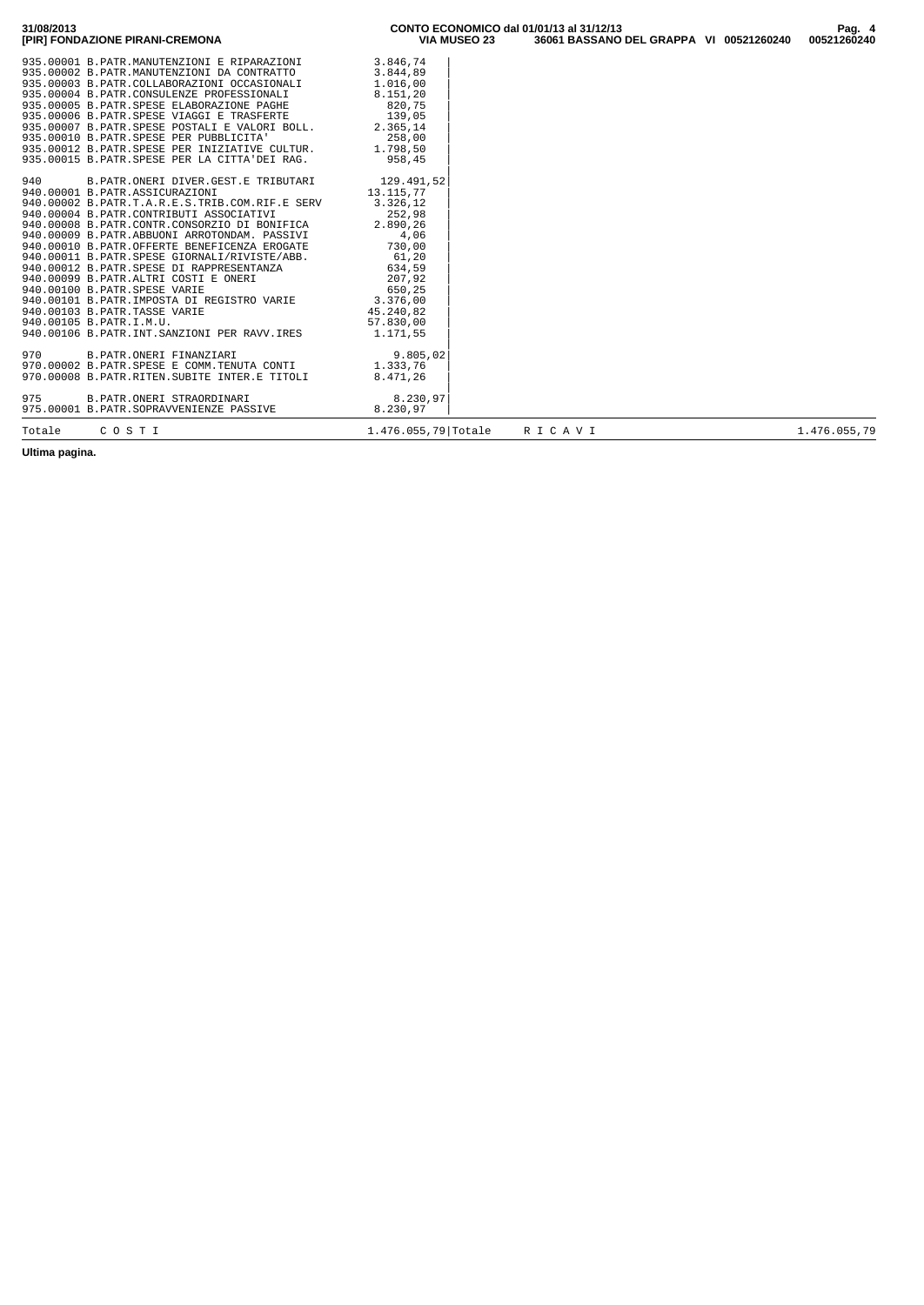| | | | | |
|---|---|---|---|---|
| 935.00001 B.PATR.MANUTENZIONI E RIPARAZIONI | 3.846,74 | | | |
| 935.00002 B.PATR.MANUTENZIONI DA CONTRATTO | 3.844,89 | | | |
| 935.00003 B.PATR.COLLABORAZIONI OCCASIONALI | 1.016,00 | | | |
| 935.00004 B.PATR.CONSULENZE PROFESSIONALI | 8.151,20 | | | |
| 935.00005 B.PATR.SPESE ELABORAZIONE PAGHE | 820,75 | | | |
| 935.00006 B.PATR.SPESE VIAGGI E TRASFERTE | 139,05 | | | |
| 935.00007 B.PATR.SPESE POSTALI E VALORI BOLL. | 2.365,14 | | | |
| 935.00010 B.PATR.SPESE PER PUBBLICITA' | 258,00 | | | |
| 935.00012 B.PATR.SPESE PER INIZIATIVE CULTUR. | 1.798,50 | | | |
| 935.00015 B.PATR.SPESE PER LA CITTA'DEI RAG. | 958,45 | | | |
| 940 B.PATR.ONERI DIVER.GEST.E TRIBUTARI | 129.491,52 | | | |
| 940.00001 B.PATR.ASSICURAZIONI | 13.115,77 | | | |
| 940.00002 B.PATR.T.A.R.E.S.TRIB.COM.RIF.E SERV | 3.326,12 | | | |
| 940.00004 B.PATR.CONTRIBUTI ASSOCIATIVI | 252,98 | | | |
| 940.00008 B.PATR.CONTR.CONSORZIO DI BONIFICA | 2.890,26 | | | |
| 940.00009 B.PATR.ABBUONI ARROTONDAM. PASSIVI | 4,06 | | | |
| 940.00010 B.PATR.OFFERTE BENEFICENZA EROGATE | 730,00 | | | |
| 940.00011 B.PATR.SPESE GIORNALI/RIVISTE/ABB. | 61,20 | | | |
| 940.00012 B.PATR.SPESE DI RAPPRESENTANZA | 634,59 | | | |
| 940.00099 B.PATR.ALTRI COSTI E ONERI | 207,92 | | | |
| 940.00100 B.PATR.SPESE VARIE | 650,25 | | | |
| 940.00101 B.PATR.IMPOSTA DI REGISTRO VARIE | 3.376,00 | | | |
| 940.00103 B.PATR.TASSE VARIE | 45.240,82 | | | |
| 940.00105 B.PATR.I.M.U. | 57.830,00 | | | |
| 940.00106 B.PATR.INT.SANZIONI PER RAVV.IRES | 1.171,55 | | | |
| 970 B.PATR.ONERI FINANZIARI | 9.805,02 | | | |
| 970.00002 B.PATR.SPESE E COMM.TENUTA CONTI | 1.333,76 | | | |
| 970.00008 B.PATR.RITEN.SUBITE INTER.E TITOLI | 8.471,26 | | | |
| 975 B.PATR.ONERI STRAORDINARI | 8.230,97 | | | |
| 975.00001 B.PATR.SOPRAVVENIENZE PASSIVE | 8.230,97 | | | |
| Totale C O S T I | 1.476.055,79 | Totale | R I C A V I | 1.476.055,79 |

**Ultima pagina.**